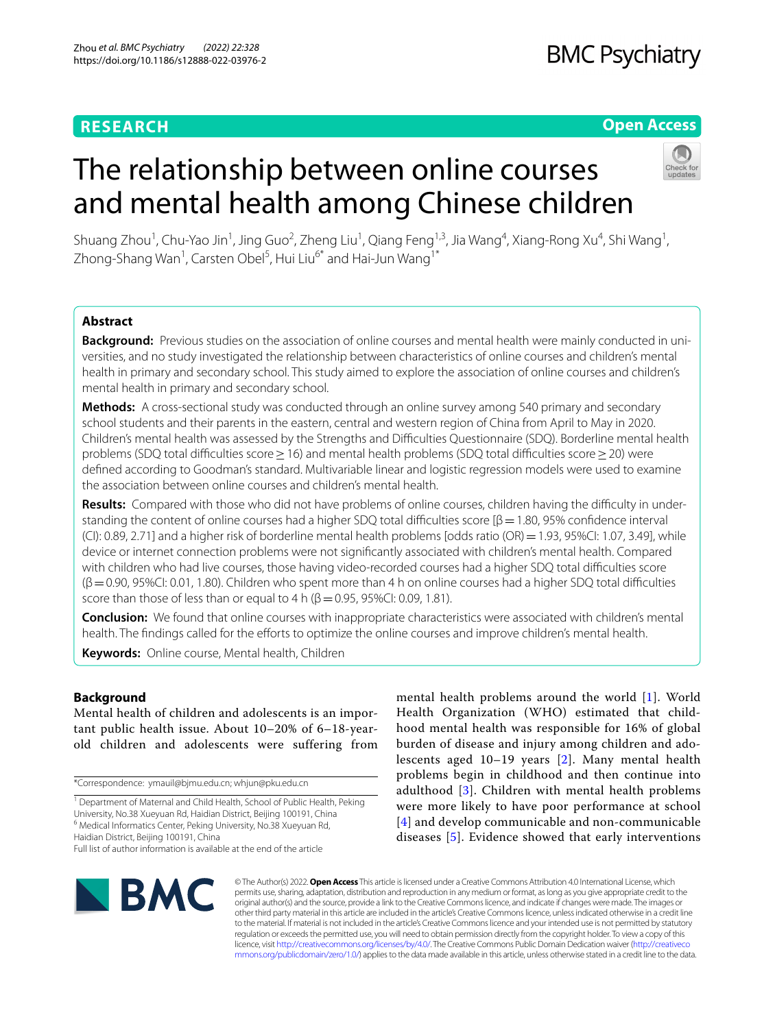RESEARCH

Open Access

# The relationship between online courses and mental health among Chinese children

Shuang Zhou[1], Chu-Yao Jin[1], Jing Guo[2], Zheng Liu[1], Qiang Feng[1,3], Jia Wang[4], Xiang-Rong Xu[4], Shi Wang[1], Zhong-Shang Wan[1], Carsten Obel[5], Hui Liu[6*] and Hai-Jun Wang[1*]

## Abstract

**Background:** Previous studies on the association of online courses and mental health were mainly conducted in universities, and no study investigated the relationship between characteristics of online courses and children's mental health in primary and secondary school. This study aimed to explore the association of online courses and children's mental health in primary and secondary school.

**Methods:** A cross-sectional study was conducted through an online survey among 540 primary and secondary school students and their parents in the eastern, central and western region of China from April to May in 2020. Children's mental health was assessed by the Strengths and Difficulties Questionnaire (SDQ). Borderline mental health problems (SDQ total difficulties score ≥ 16) and mental health problems (SDQ total difficulties score ≥ 20) were defined according to Goodman's standard. Multivariable linear and logistic regression models were used to examine the association between online courses and children's mental health.

**Results:** Compared with those who did not have problems of online courses, children having the difficulty in understanding the content of online courses had a higher SDQ total difficulties score [β = 1.80, 95% confidence interval (CI): 0.89, 2.71] and a higher risk of borderline mental health problems [odds ratio (OR) = 1.93, 95%CI: 1.07, 3.49], while device or internet connection problems were not significantly associated with children's mental health. Compared with children who had live courses, those having video-recorded courses had a higher SDQ total difficulties score (β = 0.90, 95%CI: 0.01, 1.80). Children who spent more than 4 h on online courses had a higher SDQ total difficulties score than those of less than or equal to 4 h (β = 0.95, 95%CI: 0.09, 1.81).

**Conclusion:** We found that online courses with inappropriate characteristics were associated with children's mental health. The findings called for the efforts to optimize the online courses and improve children's mental health.

**Keywords:** Online course, Mental health, Children

## Background

Mental health of children and adolescents is an important public health issue. About 10–20% of 6–18-year-old children and adolescents were suffering from mental health problems around the world [1]. World Health Organization (WHO) estimated that childhood mental health was responsible for 16% of global burden of disease and injury among children and adolescents aged 10–19 years [2]. Many mental health problems begin in childhood and then continue into adulthood [3]. Children with mental health problems were more likely to have poor performance at school [4] and develop communicable and non-communicable diseases [5]. Evidence showed that early interventions

*Correspondence: ymauil@bjmu.edu.cn; whjun@pku.edu.cn

[1] Department of Maternal and Child Health, School of Public Health, Peking University, No.38 Xueyuan Rd, Haidian District, Beijing 100191, China
[6] Medical Informatics Center, Peking University, No.38 Xueyuan Rd, Haidian District, Beijing 100191, China
Full list of author information is available at the end of the article

© The Author(s) 2022. **Open Access** This article is licensed under a Creative Commons Attribution 4.0 International License, which permits use, sharing, adaptation, distribution and reproduction in any medium or format, as long as you give appropriate credit to the original author(s) and the source, provide a link to the Creative Commons licence, and indicate if changes were made. The images or other third party material in this article are included in the article's Creative Commons licence, unless indicated otherwise in a credit line to the material. If material is not included in the article's Creative Commons licence and your intended use is not permitted by statutory regulation or exceeds the permitted use, you will need to obtain permission directly from the copyright holder. To view a copy of this licence, visit http://creativecommons.org/licenses/by/4.0/. The Creative Commons Public Domain Dedication waiver (http://creativecommons.org/publicdomain/zero/1.0/) applies to the data made available in this article, unless otherwise stated in a credit line to the data.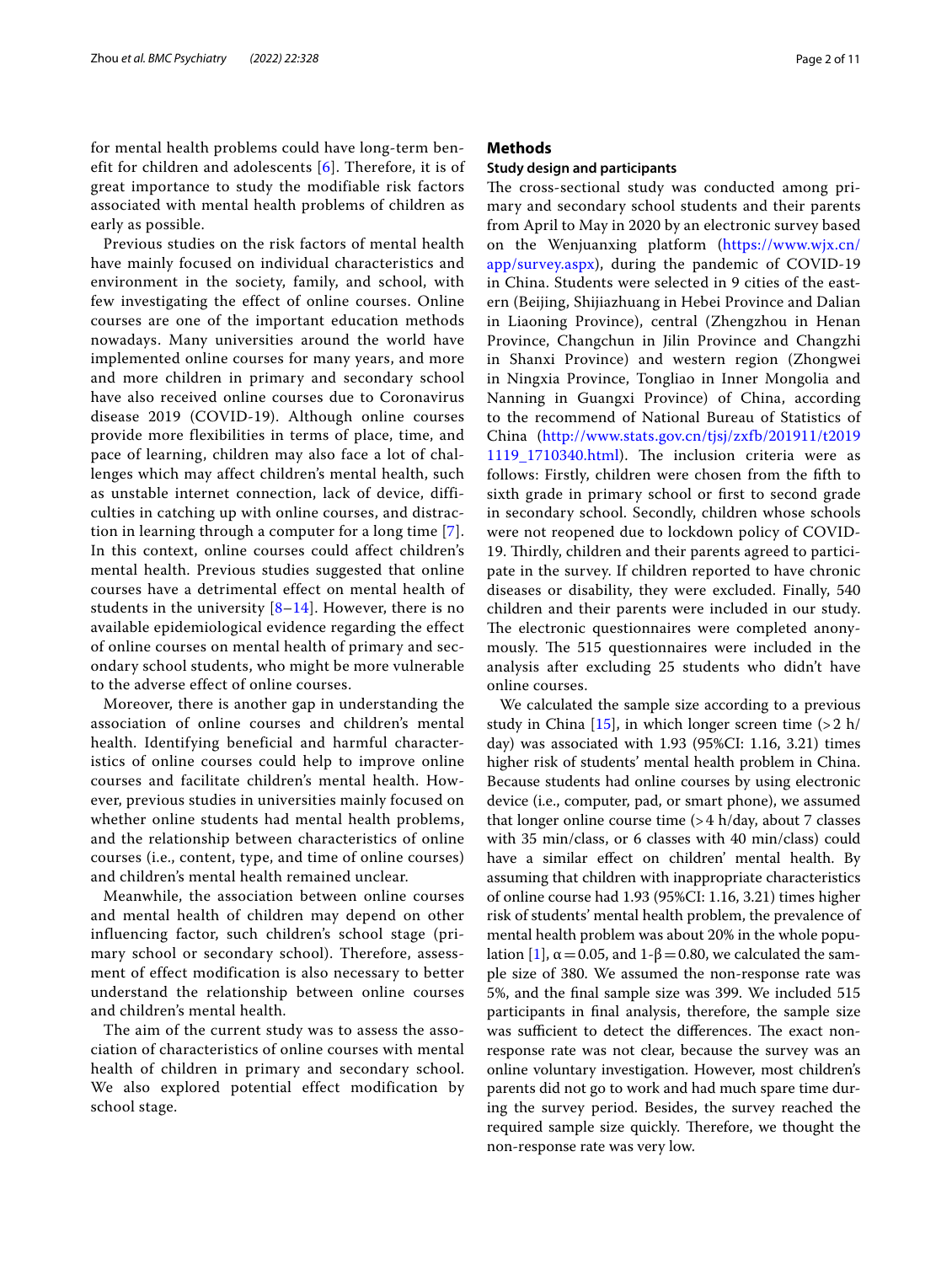for mental health problems could have long-term benefit for children and adolescents [6]. Therefore, it is of great importance to study the modifiable risk factors associated with mental health problems of children as early as possible.

Previous studies on the risk factors of mental health have mainly focused on individual characteristics and environment in the society, family, and school, with few investigating the effect of online courses. Online courses are one of the important education methods nowadays. Many universities around the world have implemented online courses for many years, and more and more children in primary and secondary school have also received online courses due to Coronavirus disease 2019 (COVID-19). Although online courses provide more flexibilities in terms of place, time, and pace of learning, children may also face a lot of challenges which may affect children's mental health, such as unstable internet connection, lack of device, difficulties in catching up with online courses, and distraction in learning through a computer for a long time [7]. In this context, online courses could affect children's mental health. Previous studies suggested that online courses have a detrimental effect on mental health of students in the university [8–14]. However, there is no available epidemiological evidence regarding the effect of online courses on mental health of primary and secondary school students, who might be more vulnerable to the adverse effect of online courses.

Moreover, there is another gap in understanding the association of online courses and children's mental health. Identifying beneficial and harmful characteristics of online courses could help to improve online courses and facilitate children's mental health. However, previous studies in universities mainly focused on whether online students had mental health problems, and the relationship between characteristics of online courses (i.e., content, type, and time of online courses) and children's mental health remained unclear.

Meanwhile, the association between online courses and mental health of children may depend on other influencing factor, such children's school stage (primary school or secondary school). Therefore, assessment of effect modification is also necessary to better understand the relationship between online courses and children's mental health.

The aim of the current study was to assess the association of characteristics of online courses with mental health of children in primary and secondary school. We also explored potential effect modification by school stage.

## Methods

### Study design and participants

The cross-sectional study was conducted among primary and secondary school students and their parents from April to May in 2020 by an electronic survey based on the Wenjuanxing platform (https://www.wjx.cn/app/survey.aspx), during the pandemic of COVID-19 in China. Students were selected in 9 cities of the eastern (Beijing, Shijiazhuang in Hebei Province and Dalian in Liaoning Province), central (Zhengzhou in Henan Province, Changchun in Jilin Province and Changzhi in Shanxi Province) and western region (Zhongwei in Ningxia Province, Tongliao in Inner Mongolia and Nanning in Guangxi Province) of China, according to the recommend of National Bureau of Statistics of China (http://www.stats.gov.cn/tjsj/zxfb/201911/t20191119_1710340.html). The inclusion criteria were as follows: Firstly, children were chosen from the fifth to sixth grade in primary school or first to second grade in secondary school. Secondly, children whose schools were not reopened due to lockdown policy of COVID-19. Thirdly, children and their parents agreed to participate in the survey. If children reported to have chronic diseases or disability, they were excluded. Finally, 540 children and their parents were included in our study. The electronic questionnaires were completed anonymously. The 515 questionnaires were included in the analysis after excluding 25 students who didn't have online courses.

We calculated the sample size according to a previous study in China [15], in which longer screen time (>2 h/day) was associated with 1.93 (95%CI: 1.16, 3.21) times higher risk of students' mental health problem in China. Because students had online courses by using electronic device (i.e., computer, pad, or smart phone), we assumed that longer online course time (>4 h/day, about 7 classes with 35 min/class, or 6 classes with 40 min/class) could have a similar effect on children' mental health. By assuming that children with inappropriate characteristics of online course had 1.93 (95%CI: 1.16, 3.21) times higher risk of students' mental health problem, the prevalence of mental health problem was about 20% in the whole population [1], $\alpha = 0.05$, and $1\text{-}\beta = 0.80$, we calculated the sample size of 380. We assumed the non-response rate was 5%, and the final sample size was 399. We included 515 participants in final analysis, therefore, the sample size was sufficient to detect the differences. The exact non-response rate was not clear, because the survey was an online voluntary investigation. However, most children's parents did not go to work and had much spare time during the survey period. Besides, the survey reached the required sample size quickly. Therefore, we thought the non-response rate was very low.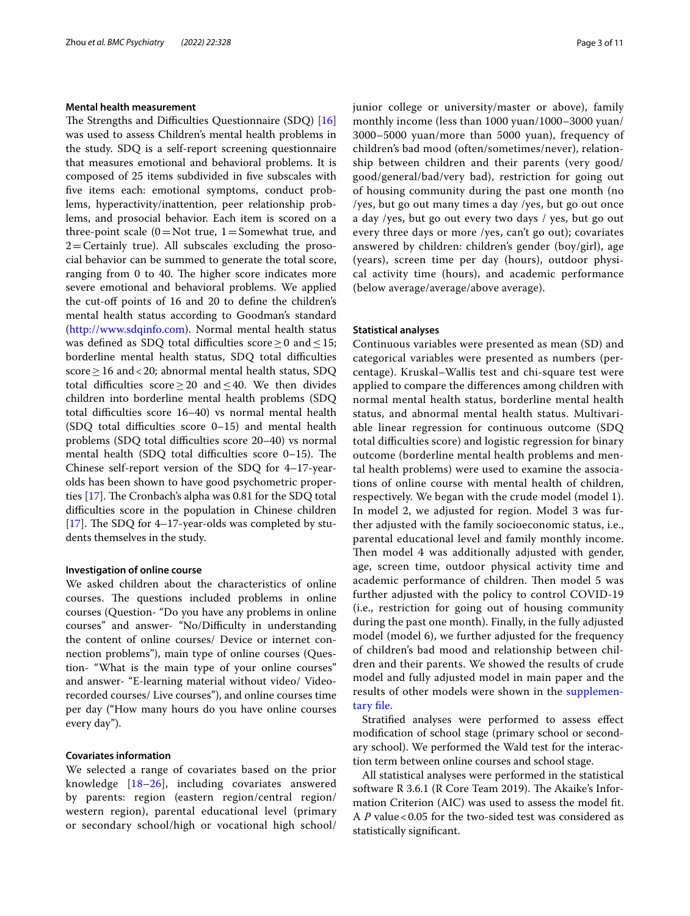### Mental health measurement

The Strengths and Difficulties Questionnaire (SDQ) [16] was used to assess Children's mental health problems in the study. SDQ is a self-report screening questionnaire that measures emotional and behavioral problems. It is composed of 25 items subdivided in five subscales with five items each: emotional symptoms, conduct problems, hyperactivity/inattention, peer relationship problems, and prosocial behavior. Each item is scored on a three-point scale (0 = Not true, 1 = Somewhat true, and 2 = Certainly true). All subscales excluding the prosocial behavior can be summed to generate the total score, ranging from 0 to 40. The higher score indicates more severe emotional and behavioral problems. We applied the cut-off points of 16 and 20 to define the children's mental health status according to Goodman's standard (http://www.sdqinfo.com). Normal mental health status was defined as SDQ total difficulties score $\geq 0$ and $\leq 15$; borderline mental health status, SDQ total difficulties score $\geq 16$ and $< 20$; abnormal mental health status, SDQ total difficulties score $\geq 20$ and $\leq 40$. We then divides children into borderline mental health problems (SDQ total difficulties score 16–40) vs normal mental health (SDQ total difficulties score 0–15) and mental health problems (SDQ total difficulties score 20–40) vs normal mental health (SDQ total difficulties score 0–15). The Chinese self-report version of the SDQ for 4–17-year-olds has been shown to have good psychometric properties [17]. The Cronbach's alpha was 0.81 for the SDQ total difficulties score in the population in Chinese children [17]. The SDQ for 4–17-year-olds was completed by students themselves in the study.

### Investigation of online course

We asked children about the characteristics of online courses. The questions included problems in online courses (Question- "Do you have any problems in online courses" and answer- "No/Difficulty in understanding the content of online courses/ Device or internet connection problems"), main type of online courses (Question- "What is the main type of your online courses" and answer- "E-learning material without video/ Video-recorded courses/ Live courses"), and online courses time per day ("How many hours do you have online courses every day").

### Covariates information

We selected a range of covariates based on the prior knowledge [18–26], including covariates answered by parents: region (eastern region/central region/ western region), parental educational level (primary or secondary school/high or vocational high school/ junior college or university/master or above), family monthly income (less than 1000 yuan/1000–3000 yuan/ 3000–5000 yuan/more than 5000 yuan), frequency of children's bad mood (often/sometimes/never), relationship between children and their parents (very good/ good/general/bad/very bad), restriction for going out of housing community during the past one month (no /yes, but go out many times a day /yes, but go out once a day /yes, but go out every two days / yes, but go out every three days or more /yes, can't go out); covariates answered by children: children's gender (boy/girl), age (years), screen time per day (hours), outdoor physical activity time (hours), and academic performance (below average/average/above average).

### Statistical analyses

Continuous variables were presented as mean (SD) and categorical variables were presented as numbers (percentage). Kruskal–Wallis test and chi-square test were applied to compare the differences among children with normal mental health status, borderline mental health status, and abnormal mental health status. Multivariable linear regression for continuous outcome (SDQ total difficulties score) and logistic regression for binary outcome (borderline mental health problems and mental health problems) were used to examine the associations of online course with mental health of children, respectively. We began with the crude model (model 1). In model 2, we adjusted for region. Model 3 was further adjusted with the family socioeconomic status, i.e., parental educational level and family monthly income. Then model 4 was additionally adjusted with gender, age, screen time, outdoor physical activity time and academic performance of children. Then model 5 was further adjusted with the policy to control COVID-19 (i.e., restriction for going out of housing community during the past one month). Finally, in the fully adjusted model (model 6), we further adjusted for the frequency of children's bad mood and relationship between children and their parents. We showed the results of crude model and fully adjusted model in main paper and the results of other models were shown in the supplementary file.

Stratified analyses were performed to assess effect modification of school stage (primary school or secondary school). We performed the Wald test for the interaction term between online courses and school stage.

All statistical analyses were performed in the statistical software R 3.6.1 (R Core Team 2019). The Akaike's Information Criterion (AIC) was used to assess the model fit. A *P* value < 0.05 for the two-sided test was considered as statistically significant.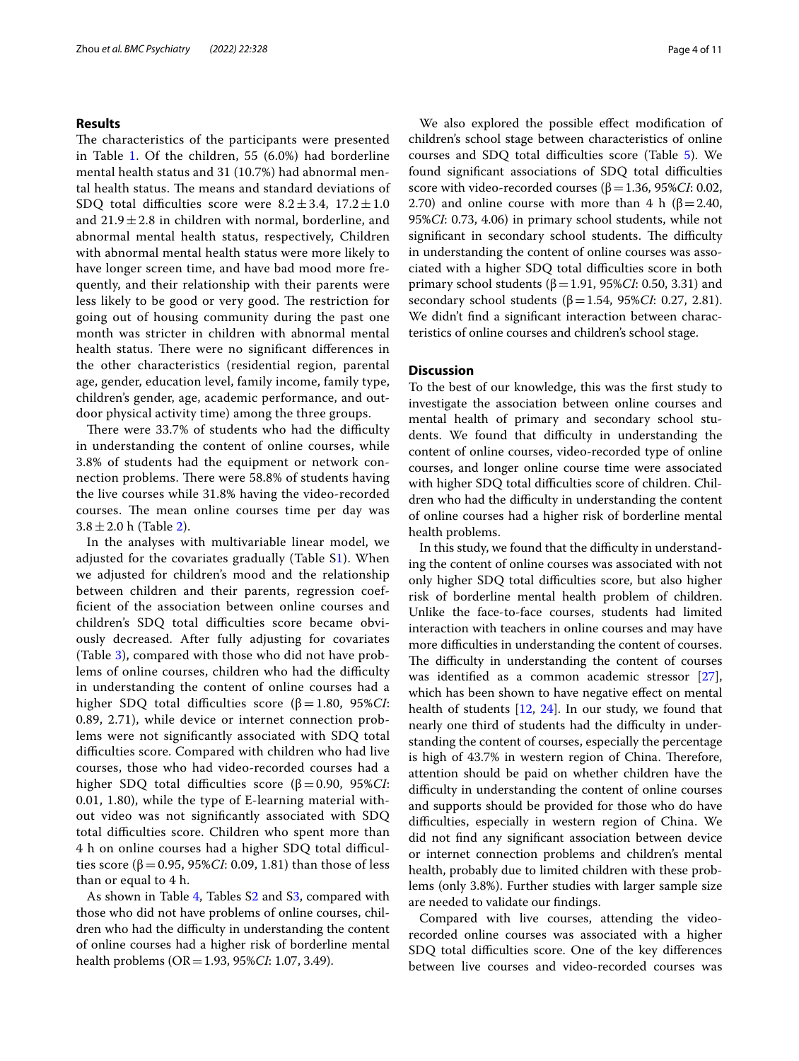## Results

The characteristics of the participants were presented in Table 1. Of the children, 55 (6.0%) had borderline mental health status and 31 (10.7%) had abnormal mental health status. The means and standard deviations of SDQ total difficulties score were $8.2 \pm 3.4$, $17.2 \pm 1.0$ and $21.9 \pm 2.8$ in children with normal, borderline, and abnormal mental health status, respectively, Children with abnormal mental health status were more likely to have longer screen time, and have bad mood more frequently, and their relationship with their parents were less likely to be good or very good. The restriction for going out of housing community during the past one month was stricter in children with abnormal mental health status. There were no significant differences in the other characteristics (residential region, parental age, gender, education level, family income, family type, children's gender, age, academic performance, and outdoor physical activity time) among the three groups.

There were 33.7% of students who had the difficulty in understanding the content of online courses, while 3.8% of students had the equipment or network connection problems. There were 58.8% of students having the live courses while 31.8% having the video-recorded courses. The mean online courses time per day was $3.8 \pm 2.0$ h (Table 2).

In the analyses with multivariable linear model, we adjusted for the covariates gradually (Table S1). When we adjusted for children's mood and the relationship between children and their parents, regression coefficient of the association between online courses and children's SDQ total difficulties score became obviously decreased. After fully adjusting for covariates (Table 3), compared with those who did not have problems of online courses, children who had the difficulty in understanding the content of online courses had a higher SDQ total difficulties score ($\beta = 1.80$, 95%*CI*: 0.89, 2.71), while device or internet connection problems were not significantly associated with SDQ total difficulties score. Compared with children who had live courses, those who had video-recorded courses had a higher SDQ total difficulties score ($\beta = 0.90$, 95%*CI*: 0.01, 1.80), while the type of E-learning material without video was not significantly associated with SDQ total difficulties score. Children who spent more than 4 h on online courses had a higher SDQ total difficulties score ($\beta = 0.95$, 95%*CI*: 0.09, 1.81) than those of less than or equal to 4 h.

As shown in Table 4, Tables S2 and S3, compared with those who did not have problems of online courses, children who had the difficulty in understanding the content of online courses had a higher risk of borderline mental health problems (OR = 1.93, 95%*CI*: 1.07, 3.49).

We also explored the possible effect modification of children's school stage between characteristics of online courses and SDQ total difficulties score (Table 5). We found significant associations of SDQ total difficulties score with video-recorded courses ($\beta = 1.36$, 95%*CI*: 0.02, 2.70) and online course with more than 4 h ($\beta = 2.40$, 95%*CI*: 0.73, 4.06) in primary school students, while not significant in secondary school students. The difficulty in understanding the content of online courses was associated with a higher SDQ total difficulties score in both primary school students ($\beta = 1.91$, 95%*CI*: 0.50, 3.31) and secondary school students ($\beta = 1.54$, 95%*CI*: 0.27, 2.81). We didn't find a significant interaction between characteristics of online courses and children's school stage.

## Discussion

To the best of our knowledge, this was the first study to investigate the association between online courses and mental health of primary and secondary school students. We found that difficulty in understanding the content of online courses, video-recorded type of online courses, and longer online course time were associated with higher SDQ total difficulties score of children. Children who had the difficulty in understanding the content of online courses had a higher risk of borderline mental health problems.

In this study, we found that the difficulty in understanding the content of online courses was associated with not only higher SDQ total difficulties score, but also higher risk of borderline mental health problem of children. Unlike the face-to-face courses, students had limited interaction with teachers in online courses and may have more difficulties in understanding the content of courses. The difficulty in understanding the content of courses was identified as a common academic stressor [27], which has been shown to have negative effect on mental health of students [12, 24]. In our study, we found that nearly one third of students had the difficulty in understanding the content of courses, especially the percentage is high of 43.7% in western region of China. Therefore, attention should be paid on whether children have the difficulty in understanding the content of online courses and supports should be provided for those who do have difficulties, especially in western region of China. We did not find any significant association between device or internet connection problems and children's mental health, probably due to limited children with these problems (only 3.8%). Further studies with larger sample size are needed to validate our findings.

Compared with live courses, attending the video-recorded online courses was associated with a higher SDQ total difficulties score. One of the key differences between live courses and video-recorded courses was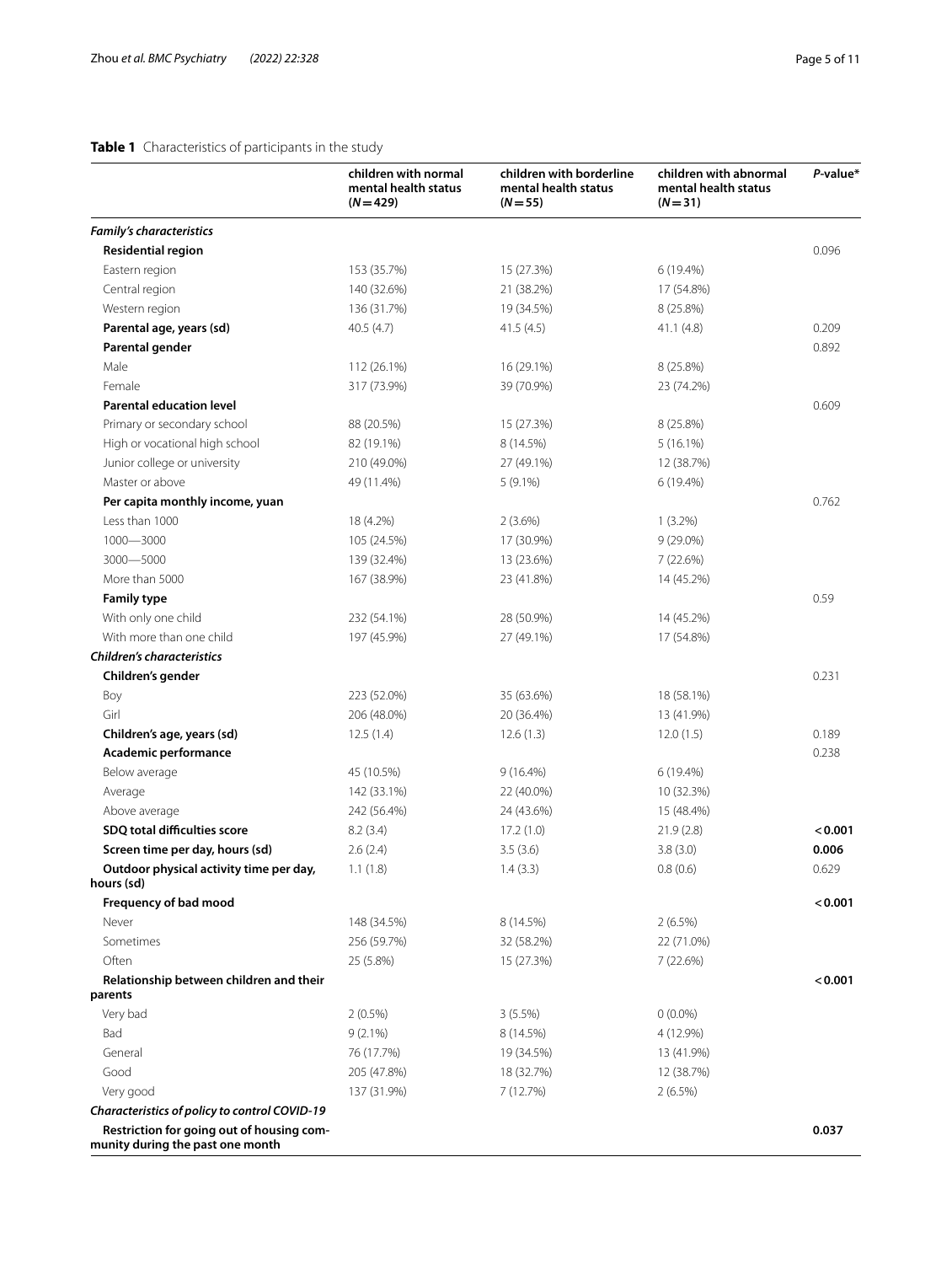**Table 1** Characteristics of participants in the study

| | children with normal mental health status (*N* = 429) | children with borderline mental health status (*N* = 55) | children with abnormal mental health status (*N* = 31) | *P*-value* |
|---|---|---|---|---|
| ***Family's characteristics*** | | | | |
| **Residential region** | | | | 0.096 |
| Eastern region | 153 (35.7%) | 15 (27.3%) | 6 (19.4%) | |
| Central region | 140 (32.6%) | 21 (38.2%) | 17 (54.8%) | |
| Western region | 136 (31.7%) | 19 (34.5%) | 8 (25.8%) | |
| **Parental age, years (sd)** | 40.5 (4.7) | 41.5 (4.5) | 41.1 (4.8) | 0.209 |
| **Parental gender** | | | | 0.892 |
| Male | 112 (26.1%) | 16 (29.1%) | 8 (25.8%) | |
| Female | 317 (73.9%) | 39 (70.9%) | 23 (74.2%) | |
| **Parental education level** | | | | 0.609 |
| Primary or secondary school | 88 (20.5%) | 15 (27.3%) | 8 (25.8%) | |
| High or vocational high school | 82 (19.1%) | 8 (14.5%) | 5 (16.1%) | |
| Junior college or university | 210 (49.0%) | 27 (49.1%) | 12 (38.7%) | |
| Master or above | 49 (11.4%) | 5 (9.1%) | 6 (19.4%) | |
| **Per capita monthly income, yuan** | | | | 0.762 |
| Less than 1000 | 18 (4.2%) | 2 (3.6%) | 1 (3.2%) | |
| 1000—3000 | 105 (24.5%) | 17 (30.9%) | 9 (29.0%) | |
| 3000—5000 | 139 (32.4%) | 13 (23.6%) | 7 (22.6%) | |
| More than 5000 | 167 (38.9%) | 23 (41.8%) | 14 (45.2%) | |
| **Family type** | | | | 0.59 |
| With only one child | 232 (54.1%) | 28 (50.9%) | 14 (45.2%) | |
| With more than one child | 197 (45.9%) | 27 (49.1%) | 17 (54.8%) | |
| ***Children's characteristics*** | | | | |
| **Children's gender** | | | | 0.231 |
| Boy | 223 (52.0%) | 35 (63.6%) | 18 (58.1%) | |
| Girl | 206 (48.0%) | 20 (36.4%) | 13 (41.9%) | |
| **Children's age, years (sd)** | 12.5 (1.4) | 12.6 (1.3) | 12.0 (1.5) | 0.189 |
| **Academic performance** | | | | 0.238 |
| Below average | 45 (10.5%) | 9 (16.4%) | 6 (19.4%) | |
| Average | 142 (33.1%) | 22 (40.0%) | 10 (32.3%) | |
| Above average | 242 (56.4%) | 24 (43.6%) | 15 (48.4%) | |
| **SDQ total difficulties score** | 8.2 (3.4) | 17.2 (1.0) | 21.9 (2.8) | **< 0.001** |
| **Screen time per day, hours (sd)** | 2.6 (2.4) | 3.5 (3.6) | 3.8 (3.0) | **0.006** |
| **Outdoor physical activity time per day, hours (sd)** | 1.1 (1.8) | 1.4 (3.3) | 0.8 (0.6) | 0.629 |
| **Frequency of bad mood** | | | | **< 0.001** |
| Never | 148 (34.5%) | 8 (14.5%) | 2 (6.5%) | |
| Sometimes | 256 (59.7%) | 32 (58.2%) | 22 (71.0%) | |
| Often | 25 (5.8%) | 15 (27.3%) | 7 (22.6%) | |
| **Relationship between children and their parents** | | | | **< 0.001** |
| Very bad | 2 (0.5%) | 3 (5.5%) | 0 (0.0%) | |
| Bad | 9 (2.1%) | 8 (14.5%) | 4 (12.9%) | |
| General | 76 (17.7%) | 19 (34.5%) | 13 (41.9%) | |
| Good | 205 (47.8%) | 18 (32.7%) | 12 (38.7%) | |
| Very good | 137 (31.9%) | 7 (12.7%) | 2 (6.5%) | |
| ***Characteristics of policy to control COVID-19*** | | | | |
| **Restriction for going out of housing community during the past one month** | | | | **0.037** |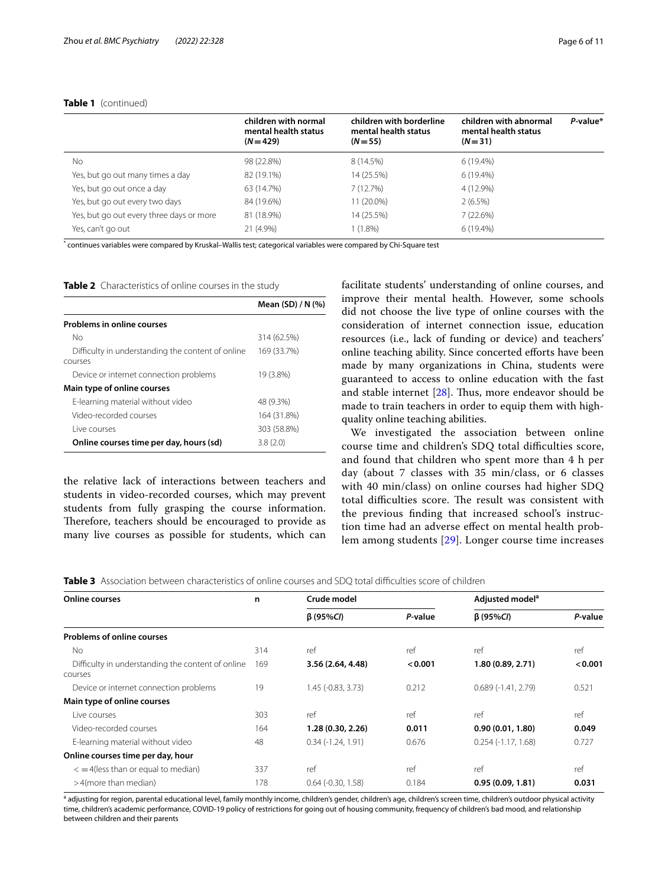**Table 1** (continued)

| | children with normal mental health status (N = 429) | children with borderline mental health status (N = 55) | children with abnormal mental health status (N = 31) | P-value* |
|---|---|---|---|---|
| No | 98 (22.8%) | 8 (14.5%) | 6 (19.4%) | |
| Yes, but go out many times a day | 82 (19.1%) | 14 (25.5%) | 6 (19.4%) | |
| Yes, but go out once a day | 63 (14.7%) | 7 (12.7%) | 4 (12.9%) | |
| Yes, but go out every two days | 84 (19.6%) | 11 (20.0%) | 2 (6.5%) | |
| Yes, but go out every three days or more | 81 (18.9%) | 14 (25.5%) | 7 (22.6%) | |
| Yes, can't go out | 21 (4.9%) | 1 (1.8%) | 6 (19.4%) | |

* continues variables were compared by Kruskal–Wallis test; categorical variables were compared by Chi-Square test

**Table 2** Characteristics of online courses in the study

| | Mean (SD) / N (%) |
|---|---|
| **Problems in online courses** | |
| No | 314 (62.5%) |
| Difficulty in understanding the content of online courses | 169 (33.7%) |
| Device or internet connection problems | 19 (3.8%) |
| **Main type of online courses** | |
| E-learning material without video | 48 (9.3%) |
| Video-recorded courses | 164 (31.8%) |
| Live courses | 303 (58.8%) |
| **Online courses time per day, hours (sd)** | 3.8 (2.0) |

the relative lack of interactions between teachers and students in video-recorded courses, which may prevent students from fully grasping the course information. Therefore, teachers should be encouraged to provide as many live courses as possible for students, which can facilitate students' understanding of online courses, and improve their mental health. However, some schools did not choose the live type of online courses with the consideration of internet connection issue, education resources (i.e., lack of funding or device) and teachers' online teaching ability. Since concerted efforts have been made by many organizations in China, students were guaranteed to access to online education with the fast and stable internet [28]. Thus, more endeavor should be made to train teachers in order to equip them with high-quality online teaching abilities.

We investigated the association between online course time and children's SDQ total difficulties score, and found that children who spent more than 4 h per day (about 7 classes with 35 min/class, or 6 classes with 40 min/class) on online courses had higher SDQ total difficulties score. The result was consistent with the previous finding that increased school's instruction time had an adverse effect on mental health problem among students [29]. Longer course time increases

**Table 3** Association between characteristics of online courses and SDQ total difficulties score of children

| Online courses | n | Crude model | | Adjusted model[a] | |
|---|---|---|---|---|---|
| | | β (95%CI) | P-value | β (95%CI) | P-value |
| **Problems of online courses** | | | | | |
| No | 314 | ref | ref | ref | ref |
| Difficulty in understanding the content of online courses | 169 | **3.56 (2.64, 4.48)** | **< 0.001** | **1.80 (0.89, 2.71)** | **< 0.001** |
| Device or internet connection problems | 19 | 1.45 (-0.83, 3.73) | 0.212 | 0.689 (-1.41, 2.79) | 0.521 |
| **Main type of online courses** | | | | | |
| Live courses | 303 | ref | ref | ref | ref |
| Video-recorded courses | 164 | **1.28 (0.30, 2.26)** | **0.011** | **0.90 (0.01, 1.80)** | **0.049** |
| E-learning material without video | 48 | 0.34 (-1.24, 1.91) | 0.676 | 0.254 (-1.17, 1.68) | 0.727 |
| **Online courses time per day, hour** | | | | | |
| < = 4(less than or equal to median) | 337 | ref | ref | ref | ref |
| > 4(more than median) | 178 | 0.64 (-0.30, 1.58) | 0.184 | **0.95 (0.09, 1.81)** | **0.031** |

[a] adjusting for region, parental educational level, family monthly income, children's gender, children's age, children's screen time, children's outdoor physical activity time, children's academic performance, COVID-19 policy of restrictions for going out of housing community, frequency of children's bad mood, and relationship between children and their parents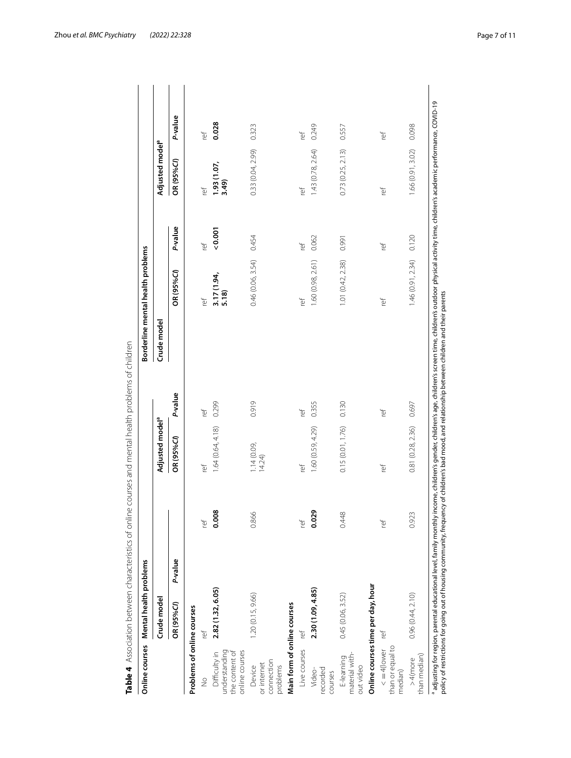**Table 4** Association between characteristics of online courses and mental health problems of children

| Online courses | Mental health problems | | | | Borderline mental health problems | | | |
|---|---|---|---|---|---|---|---|---|
| | Crude model | | Adjusted model[a] | | Crude model | | Adjusted model[a] | |
| | OR (95%*CI*) | *P*-value | OR (95%*CI*) | *P*-value | OR (95%*CI*) | *P*-value | OR (95%*CI*) | *P*-value |
| **Problems of online courses** | | | | | | | | |
| No | ref | ref | ref | ref | ref | ref | ref | ref |
| Difficulty in understanding the content of online courses | **2.82 (1.32, 6.05)** | **0.008** | 1.64 (0.64, 4.18) | 0.299 | **3.17 (1.94, 5.18)** | **<0.001** | **1.93 (1.07, 3.49)** | **0.028** |
| Device or internet connection problems | 1.20 (0.15, 9.66) | 0.866 | 1.14 (0.09, 14.24) | 0.919 | 0.46 (0.06, 3.54) | 0.454 | 0.33 (0.04, 2.99) | 0.323 |
| **Main form of online courses** | | | | | | | | |
| Live courses | ref | ref | ref | ref | ref | ref | ref | ref |
| Video-recorded courses | **2.30 (1.09, 4.85)** | **0.029** | 1.60 (0.59, 4.29) | 0.355 | 1.60 (0.98, 2.61) | 0.062 | 1.43 (0.78, 2.64) | 0.249 |
| E-learning material without video | 0.45 (0.06, 3.52) | 0.448 | 0.15 (0.01, 1.76) | 0.130 | 1.01 (0.42, 2.38) | 0.991 | 0.73 (0.25, 2.13) | 0.557 |
| **Online courses time per day, hour** | | | | | | | | |
| < = 4(lower than or equal to median) | ref | ref | ref | ref | ref | ref | ref | ref |
| > 4(more than median) | 0.96 (0.44, 2.10) | 0.923 | 0.81 (0.28, 2.36) | 0.697 | 1.46 (0.91, 2.34) | 0.120 | 1.66 (0.91, 3.02) | 0.098 |

[a] adjusting for region, parental educational level, family monthly income, children's gender, children's age, children's screen time, children's outdoor physical activity time, children's academic performance, COVID-19 policy of restrictions for going out of housing community, frequency of children's bad mood, and relationship between children and their parents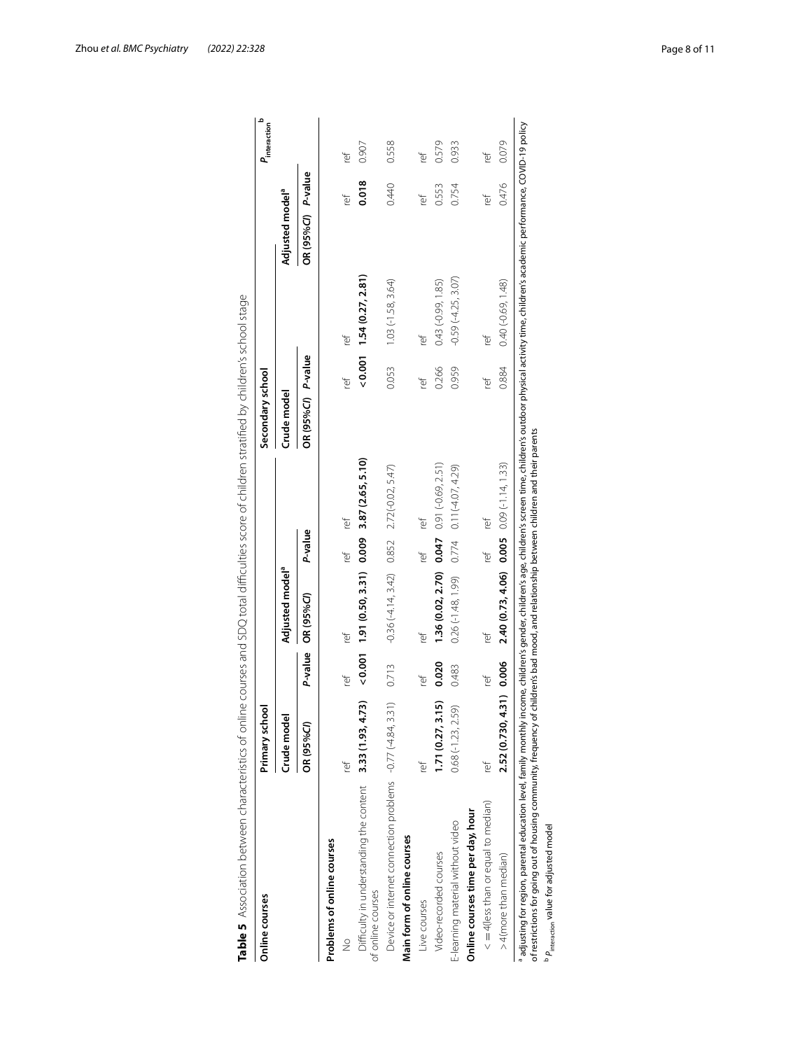**Table 5** Association between characteristics of online courses and SDQ total difficulties score of children stratified by children's school stage

| Online courses | Primary school | | | | Secondary school | | | | $P_{interaction}$ [b] |
|---|---|---|---|---|---|---|---|---|---|
| | Crude model | | Adjusted model[a] | | Crude model | | Adjusted model[a] | | |
| | OR (95%*CI*) | *P*-value | OR (95%*CI*) | *P*-value | OR (95%*CI*) | *P*-value | OR (95%*CI*) | *P*-value | |
| **Problems of online courses** | | | | | | | | | |
| No | ref | ref | ref | ref | ref | ref | ref | ref | ref |
| Difficulty in understanding the content of online courses | **3.33 (1.93, 4.73)** | **<0.001** | **1.91 (0.50, 3.31)** | **0.009** | **3.87 (2.65, 5.10)** | **<0.001** | **1.54 (0.27, 2.81)** | **0.018** | 0.907 |
| Device or internet connection problems | -0.77 (-4.84, 3.31) | 0.713 | -0.36 (-4.14, 3.42) | 0.852 | 2.72(-0.02, 5.47) | 0.053 | 1.03 (-1.58, 3.64) | 0.440 | 0.558 |
| **Main form of online courses** | | | | | | | | | |
| Live courses | ref | ref | ref | ref | ref | ref | ref | ref | ref |
| Video-recorded courses | **1.71 (0.27, 3.15)** | **0.020** | **1.36 (0.02, 2.70)** | **0.047** | 0.91 (-0.69, 2.51) | 0.266 | 0.43 (-0.99, 1.85) | 0.553 | 0.579 |
| E-learning material without video | 0.68 (-1.23, 2.59) | 0.483 | 0.26 (-1.48, 1.99) | 0.774 | 0.11(-4.07, 4.29) | 0.959 | -0.59 (-4.25, 3.07) | 0.754 | 0.933 |
| **Online courses time per day, hour** | | | | | | | | | |
| < = 4(less than or equal to median) | ref | ref | ref | ref | ref | ref | ref | ref | ref |
| > 4(more than median) | **2.52 (0.730, 4.31)** | **0.006** | **2.40 (0.73, 4.06)** | **0.005** | 0.09 (-1.14, 1.33) | 0.884 | 0.40 (-0.69, 1.48) | 0.476 | 0.079 |

[a] adjusting for region, parental education level, family monthly income, children's gender, children's age, children's screen time, children's outdoor physical activity time, children's academic performance, COVID-19 policy of restrictions for going out of housing community, frequency of children's bad mood, and relationship between children and their parents

[b] $P_{interaction}$ value for adjusted model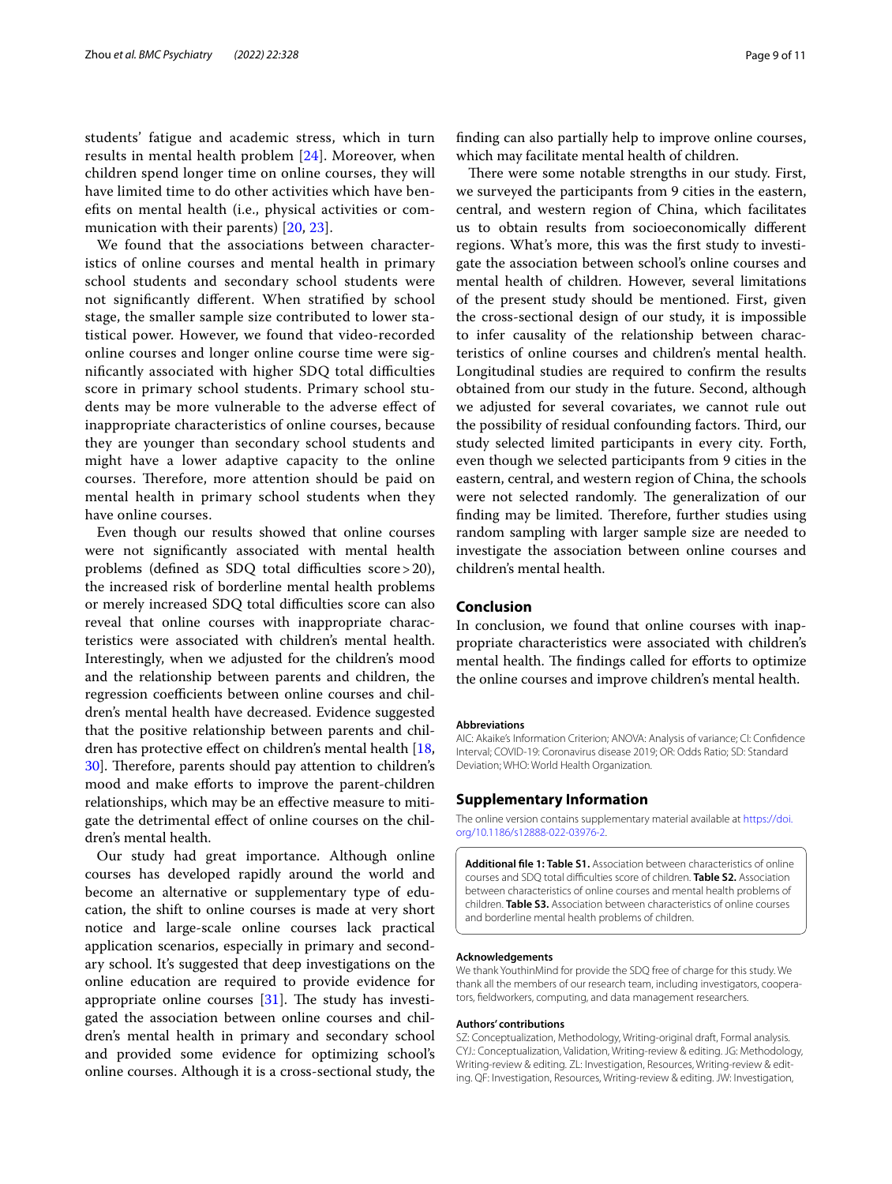students' fatigue and academic stress, which in turn results in mental health problem [24]. Moreover, when children spend longer time on online courses, they will have limited time to do other activities which have benefits on mental health (i.e., physical activities or communication with their parents) [20, 23].

We found that the associations between characteristics of online courses and mental health in primary school students and secondary school students were not significantly different. When stratified by school stage, the smaller sample size contributed to lower statistical power. However, we found that video-recorded online courses and longer online course time were significantly associated with higher SDQ total difficulties score in primary school students. Primary school students may be more vulnerable to the adverse effect of inappropriate characteristics of online courses, because they are younger than secondary school students and might have a lower adaptive capacity to the online courses. Therefore, more attention should be paid on mental health in primary school students when they have online courses.

Even though our results showed that online courses were not significantly associated with mental health problems (defined as SDQ total difficulties score > 20), the increased risk of borderline mental health problems or merely increased SDQ total difficulties score can also reveal that online courses with inappropriate characteristics were associated with children's mental health. Interestingly, when we adjusted for the children's mood and the relationship between parents and children, the regression coefficients between online courses and children's mental health have decreased. Evidence suggested that the positive relationship between parents and children has protective effect on children's mental health [18, 30]. Therefore, parents should pay attention to children's mood and make efforts to improve the parent-children relationships, which may be an effective measure to mitigate the detrimental effect of online courses on the children's mental health.

Our study had great importance. Although online courses has developed rapidly around the world and become an alternative or supplementary type of education, the shift to online courses is made at very short notice and large-scale online courses lack practical application scenarios, especially in primary and secondary school. It's suggested that deep investigations on the online education are required to provide evidence for appropriate online courses [31]. The study has investigated the association between online courses and children's mental health in primary and secondary school and provided some evidence for optimizing school's online courses. Although it is a cross-sectional study, the finding can also partially help to improve online courses, which may facilitate mental health of children.

There were some notable strengths in our study. First, we surveyed the participants from 9 cities in the eastern, central, and western region of China, which facilitates us to obtain results from socioeconomically different regions. What's more, this was the first study to investigate the association between school's online courses and mental health of children. However, several limitations of the present study should be mentioned. First, given the cross-sectional design of our study, it is impossible to infer causality of the relationship between characteristics of online courses and children's mental health. Longitudinal studies are required to confirm the results obtained from our study in the future. Second, although we adjusted for several covariates, we cannot rule out the possibility of residual confounding factors. Third, our study selected limited participants in every city. Forth, even though we selected participants from 9 cities in the eastern, central, and western region of China, the schools were not selected randomly. The generalization of our finding may be limited. Therefore, further studies using random sampling with larger sample size are needed to investigate the association between online courses and children's mental health.

## Conclusion

In conclusion, we found that online courses with inappropriate characteristics were associated with children's mental health. The findings called for efforts to optimize the online courses and improve children's mental health.

#### Abbreviations

AIC: Akaike's Information Criterion; ANOVA: Analysis of variance; CI: Confidence Interval; COVID-19: Coronavirus disease 2019; OR: Odds Ratio; SD: Standard Deviation; WHO: World Health Organization.

## Supplementary Information

The online version contains supplementary material available at https://doi.org/10.1186/s12888-022-03976-2.

**Additional file 1: Table S1.** Association between characteristics of online courses and SDQ total difficulties score of children. **Table S2.** Association between characteristics of online courses and mental health problems of children. **Table S3.** Association between characteristics of online courses and borderline mental health problems of children.

#### Acknowledgements

We thank YouthinMind for provide the SDQ free of charge for this study. We thank all the members of our research team, including investigators, cooperators, fieldworkers, computing, and data management researchers.

#### Authors' contributions

SZ: Conceptualization, Methodology, Writing-original draft, Formal analysis. CYJ.: Conceptualization, Validation, Writing-review & editing. JG: Methodology, Writing-review & editing. ZL: Investigation, Resources, Writing-review & editing. QF: Investigation, Resources, Writing-review & editing. JW: Investigation,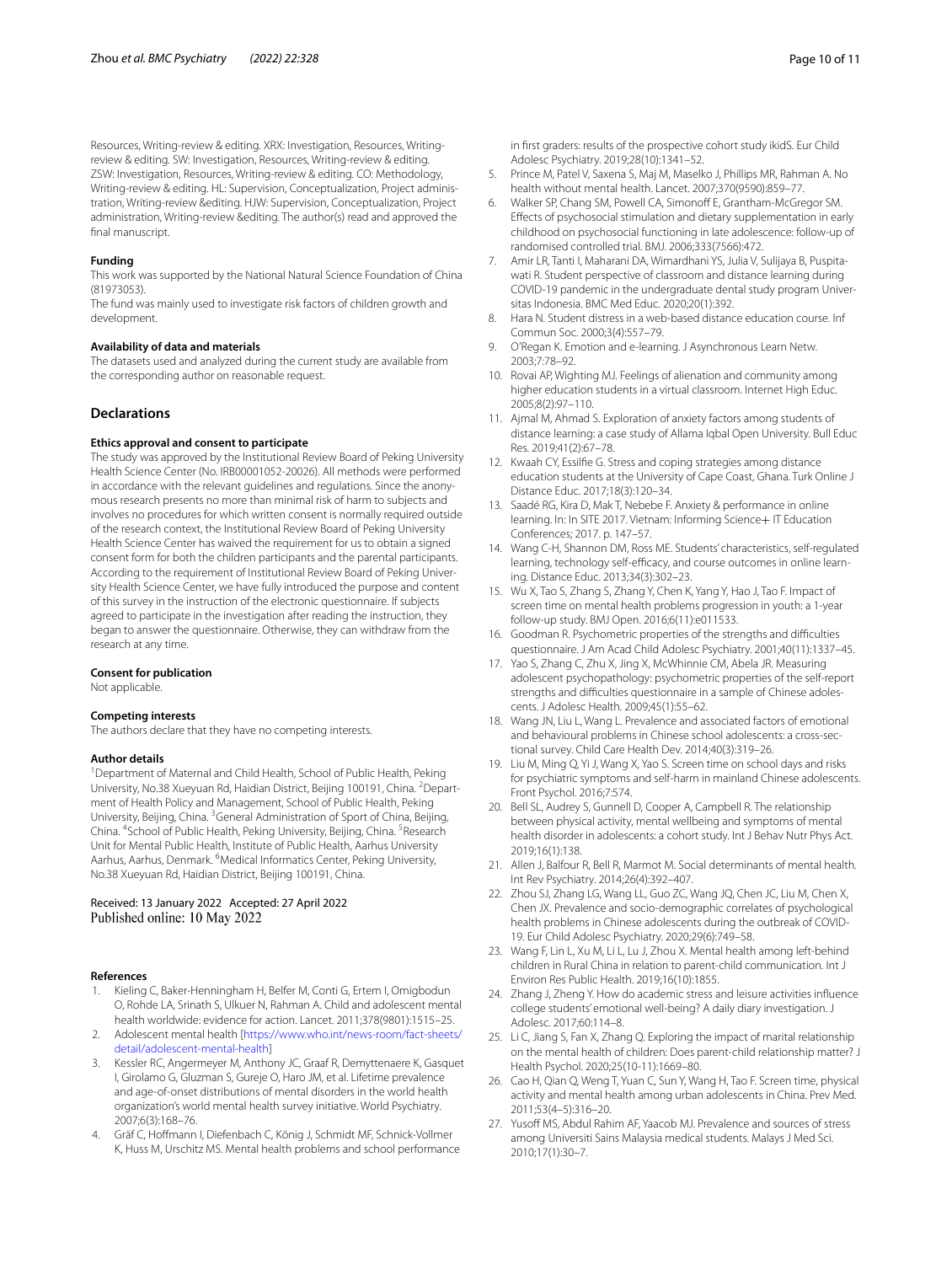Resources, Writing-review & editing. XRX: Investigation, Resources, Writing-review & editing. SW: Investigation, Resources, Writing-review & editing. ZSW: Investigation, Resources, Writing-review & editing. CO: Methodology, Writing-review & editing. HL: Supervision, Conceptualization, Project administration, Writing-review &editing. HJW: Supervision, Conceptualization, Project administration, Writing-review &editing. The author(s) read and approved the final manuscript.

#### Funding

This work was supported by the National Natural Science Foundation of China (81973053).

The fund was mainly used to investigate risk factors of children growth and development.

#### Availability of data and materials

The datasets used and analyzed during the current study are available from the corresponding author on reasonable request.

## Declarations

#### Ethics approval and consent to participate

The study was approved by the Institutional Review Board of Peking University Health Science Center (No. IRB00001052-20026). All methods were performed in accordance with the relevant guidelines and regulations. Since the anonymous research presents no more than minimal risk of harm to subjects and involves no procedures for which written consent is normally required outside of the research context, the Institutional Review Board of Peking University Health Science Center has waived the requirement for us to obtain a signed consent form for both the children participants and the parental participants. According to the requirement of Institutional Review Board of Peking University Health Science Center, we have fully introduced the purpose and content of this survey in the instruction of the electronic questionnaire. If subjects agreed to participate in the investigation after reading the instruction, they began to answer the questionnaire. Otherwise, they can withdraw from the research at any time.

#### Consent for publication

Not applicable.

#### Competing interests

The authors declare that they have no competing interests.

#### Author details

[1]Department of Maternal and Child Health, School of Public Health, Peking University, No.38 Xueyuan Rd, Haidian District, Beijing 100191, China. [2]Department of Health Policy and Management, School of Public Health, Peking University, Beijing, China. [3]General Administration of Sport of China, Beijing, China. [4]School of Public Health, Peking University, Beijing, China. [5]Research Unit for Mental Public Health, Institute of Public Health, Aarhus University Aarhus, Aarhus, Denmark. [6]Medical Informatics Center, Peking University, No.38 Xueyuan Rd, Haidian District, Beijing 100191, China.

Received: 13 January 2022 Accepted: 27 April 2022
Published online: 10 May 2022

#### References

1. Kieling C, Baker-Henningham H, Belfer M, Conti G, Ertem I, Omigbodun O, Rohde LA, Srinath S, Ulkuer N, Rahman A. Child and adolescent mental health worldwide: evidence for action. Lancet. 2011;378(9801):1515–25.
2. Adolescent mental health [https://www.who.int/news-room/fact-sheets/detail/adolescent-mental-health]
3. Kessler RC, Angermeyer M, Anthony JC, Graaf R, Demyttenaere K, Gasquet I, Girolamo G, Gluzman S, Gureje O, Haro JM, et al. Lifetime prevalence and age-of-onset distributions of mental disorders in the world health organization's world mental health survey initiative. World Psychiatry. 2007;6(3):168–76.
4. Gräf C, Hoffmann I, Diefenbach C, König J, Schmidt MF, Schnick-Vollmer K, Huss M, Urschitz MS. Mental health problems and school performance in first graders: results of the prospective cohort study ikidS. Eur Child Adolesc Psychiatry. 2019;28(10):1341–52.
5. Prince M, Patel V, Saxena S, Maj M, Maselko J, Phillips MR, Rahman A. No health without mental health. Lancet. 2007;370(9590):859–77.
6. Walker SP, Chang SM, Powell CA, Simonoff E, Grantham-McGregor SM. Effects of psychosocial stimulation and dietary supplementation in early childhood on psychosocial functioning in late adolescence: follow-up of randomised controlled trial. BMJ. 2006;333(7566):472.
7. Amir LR, Tanti I, Maharani DA, Wimardhani YS, Julia V, Sulijaya B, Puspitawati R. Student perspective of classroom and distance learning during COVID-19 pandemic in the undergraduate dental study program Universitas Indonesia. BMC Med Educ. 2020;20(1):392.
8. Hara N. Student distress in a web-based distance education course. Inf Commun Soc. 2000;3(4):557–79.
9. O'Regan K. Emotion and e-learning. J Asynchronous Learn Netw. 2003;7:78–92.
10. Rovai AP, Wighting MJ. Feelings of alienation and community among higher education students in a virtual classroom. Internet High Educ. 2005;8(2):97–110.
11. Ajmal M, Ahmad S. Exploration of anxiety factors among students of distance learning: a case study of Allama Iqbal Open University. Bull Educ Res. 2019;41(2):67–78.
12. Kwaah CY, Essilfie G. Stress and coping strategies among distance education students at the University of Cape Coast, Ghana. Turk Online J Distance Educ. 2017;18(3):120–34.
13. Saadé RG, Kira D, Mak T, Nebebe F. Anxiety & performance in online learning. In: In SITE 2017. Vietnam: Informing Science+ IT Education Conferences; 2017. p. 147–57.
14. Wang C-H, Shannon DM, Ross ME. Students' characteristics, self-regulated learning, technology self-efficacy, and course outcomes in online learning. Distance Educ. 2013;34(3):302–23.
15. Wu X, Tao S, Zhang S, Zhang Y, Chen K, Yang Y, Hao J, Tao F. Impact of screen time on mental health problems progression in youth: a 1-year follow-up study. BMJ Open. 2016;6(11):e011533.
16. Goodman R. Psychometric properties of the strengths and difficulties questionnaire. J Am Acad Child Adolesc Psychiatry. 2001;40(11):1337–45.
17. Yao S, Zhang C, Zhu X, Jing X, McWhinnie CM, Abela JR. Measuring adolescent psychopathology: psychometric properties of the self-report strengths and difficulties questionnaire in a sample of Chinese adolescents. J Adolesc Health. 2009;45(1):55–62.
18. Wang JN, Liu L, Wang L. Prevalence and associated factors of emotional and behavioural problems in Chinese school adolescents: a cross-sectional survey. Child Care Health Dev. 2014;40(3):319–26.
19. Liu M, Ming Q, Yi J, Wang X, Yao S. Screen time on school days and risks for psychiatric symptoms and self-harm in mainland Chinese adolescents. Front Psychol. 2016;7:574.
20. Bell SL, Audrey S, Gunnell D, Cooper A, Campbell R. The relationship between physical activity, mental wellbeing and symptoms of mental health disorder in adolescents: a cohort study. Int J Behav Nutr Phys Act. 2019;16(1):138.
21. Allen J, Balfour R, Bell R, Marmot M. Social determinants of mental health. Int Rev Psychiatry. 2014;26(4):392–407.
22. Zhou SJ, Zhang LG, Wang LL, Guo ZC, Wang JQ, Chen JC, Liu M, Chen X, Chen JX. Prevalence and socio-demographic correlates of psychological health problems in Chinese adolescents during the outbreak of COVID-19. Eur Child Adolesc Psychiatry. 2020;29(6):749–58.
23. Wang F, Lin L, Xu M, Li L, Lu J, Zhou X. Mental health among left-behind children in Rural China in relation to parent-child communication. Int J Environ Res Public Health. 2019;16(10):1855.
24. Zhang J, Zheng Y. How do academic stress and leisure activities influence college students' emotional well-being? A daily diary investigation. J Adolesc. 2017;60:114–8.
25. Li C, Jiang S, Fan X, Zhang Q. Exploring the impact of marital relationship on the mental health of children: Does parent-child relationship matter? J Health Psychol. 2020;25(10-11):1669–80.
26. Cao H, Qian Q, Weng T, Yuan C, Sun Y, Wang H, Tao F. Screen time, physical activity and mental health among urban adolescents in China. Prev Med. 2011;53(4–5):316–20.
27. Yusoff MS, Abdul Rahim AF, Yaacob MJ. Prevalence and sources of stress among Universiti Sains Malaysia medical students. Malays J Med Sci. 2010;17(1):30–7.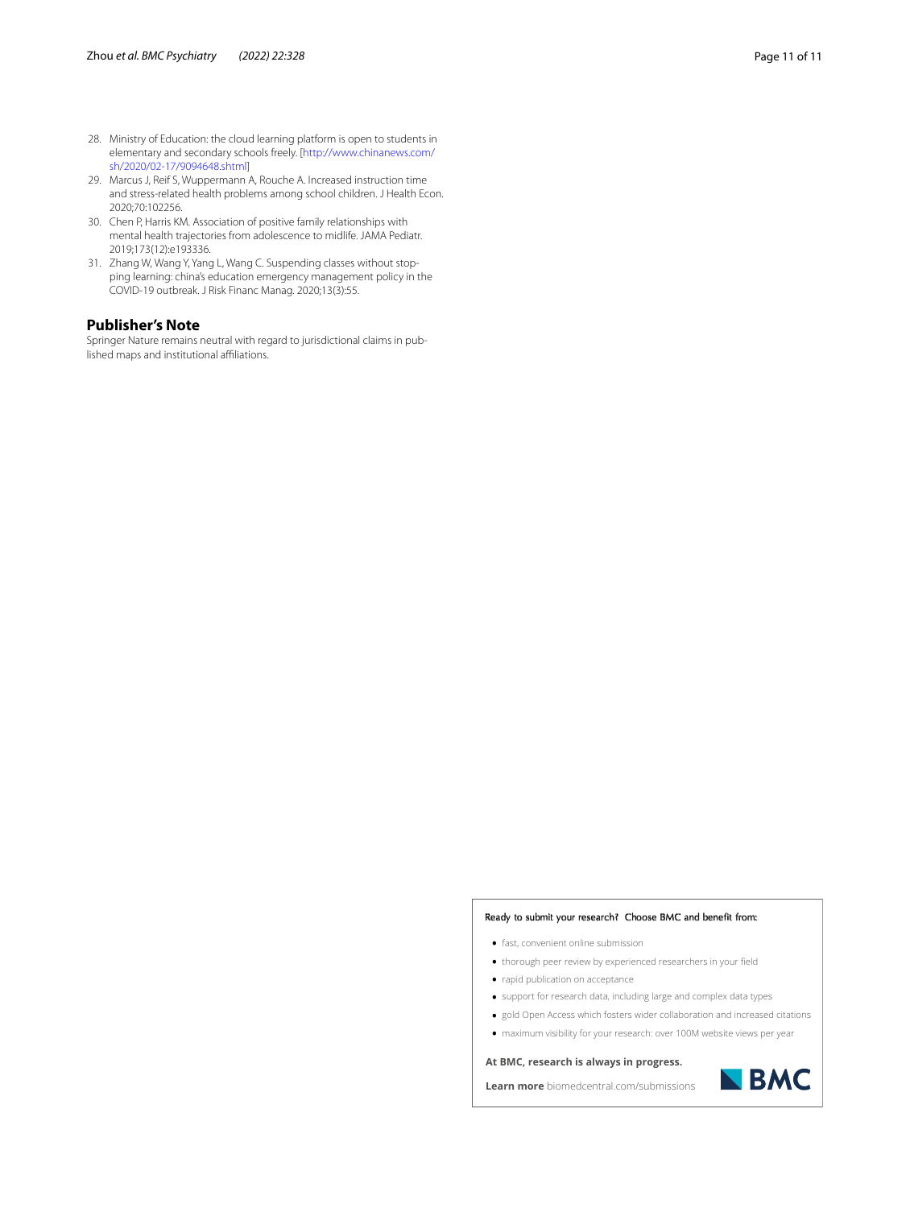28. Ministry of Education: the cloud learning platform is open to students in elementary and secondary schools freely. [http://www.chinanews.com/sh/2020/02-17/9094648.shtml]
29. Marcus J, Reif S, Wuppermann A, Rouche A. Increased instruction time and stress-related health problems among school children. J Health Econ. 2020;70:102256.
30. Chen P, Harris KM. Association of positive family relationships with mental health trajectories from adolescence to midlife. JAMA Pediatr. 2019;173(12):e193336.
31. Zhang W, Wang Y, Yang L, Wang C. Suspending classes without stopping learning: china's education emergency management policy in the COVID-19 outbreak. J Risk Financ Manag. 2020;13(3):55.

## Publisher's Note

Springer Nature remains neutral with regard to jurisdictional claims in published maps and institutional affiliations.

Ready to submit your research? Choose BMC and benefit from:

- fast, convenient online submission
- thorough peer review by experienced researchers in your field
- rapid publication on acceptance
- support for research data, including large and complex data types
- gold Open Access which fosters wider collaboration and increased citations
- maximum visibility for your research: over 100M website views per year

**At BMC, research is always in progress.**

**Learn more** biomedcentral.com/submissions

BMC